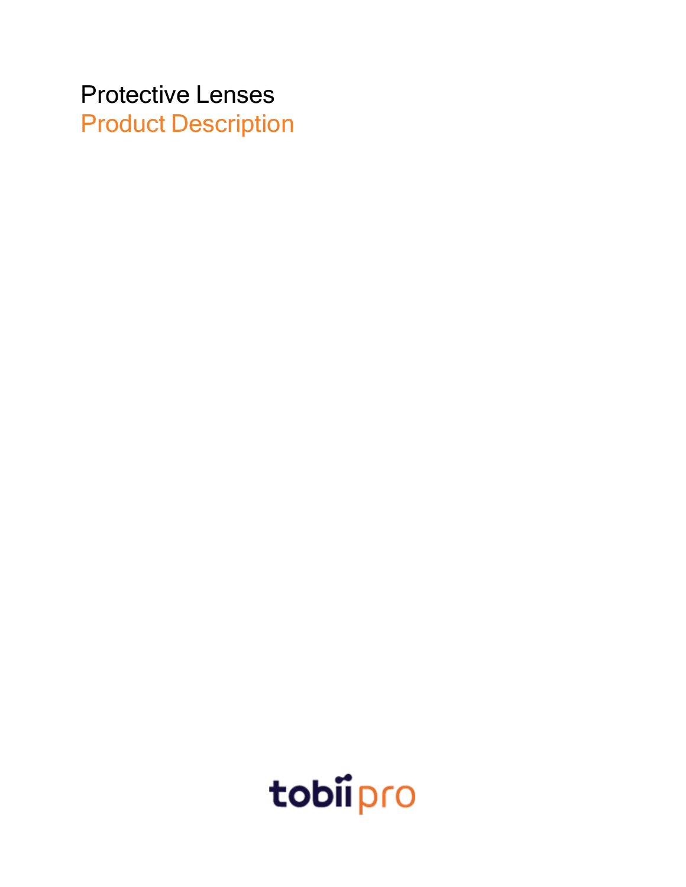# Protective Lenses

## Product Description

tobii pro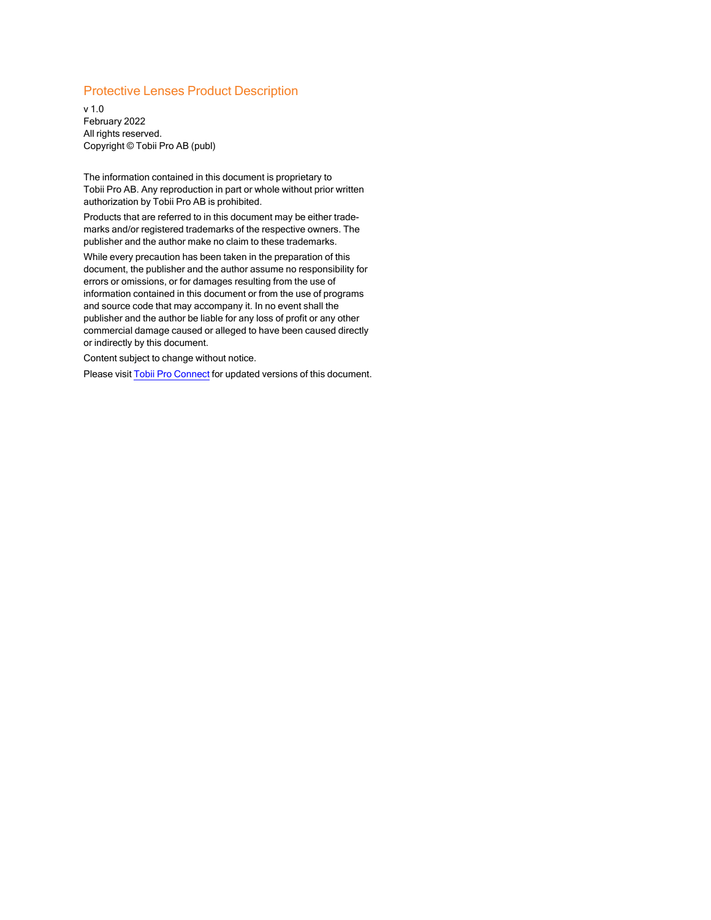# Protective Lenses Product Description

v 1.0
February 2022
All rights reserved.
Copyright © Tobii Pro AB (publ)

The information contained in this document is proprietary to Tobii Pro AB. Any reproduction in part or whole without prior written authorization by Tobii Pro AB is prohibited.

Products that are referred to in this document may be either trademarks and/or registered trademarks of the respective owners. The publisher and the author make no claim to these trademarks.

While every precaution has been taken in the preparation of this document, the publisher and the author assume no responsibility for errors or omissions, or for damages resulting from the use of information contained in this document or from the use of programs and source code that may accompany it. In no event shall the publisher and the author be liable for any loss of profit or any other commercial damage caused or alleged to have been caused directly or indirectly by this document.

Content subject to change without notice.

Please visit Tobii Pro Connect for updated versions of this document.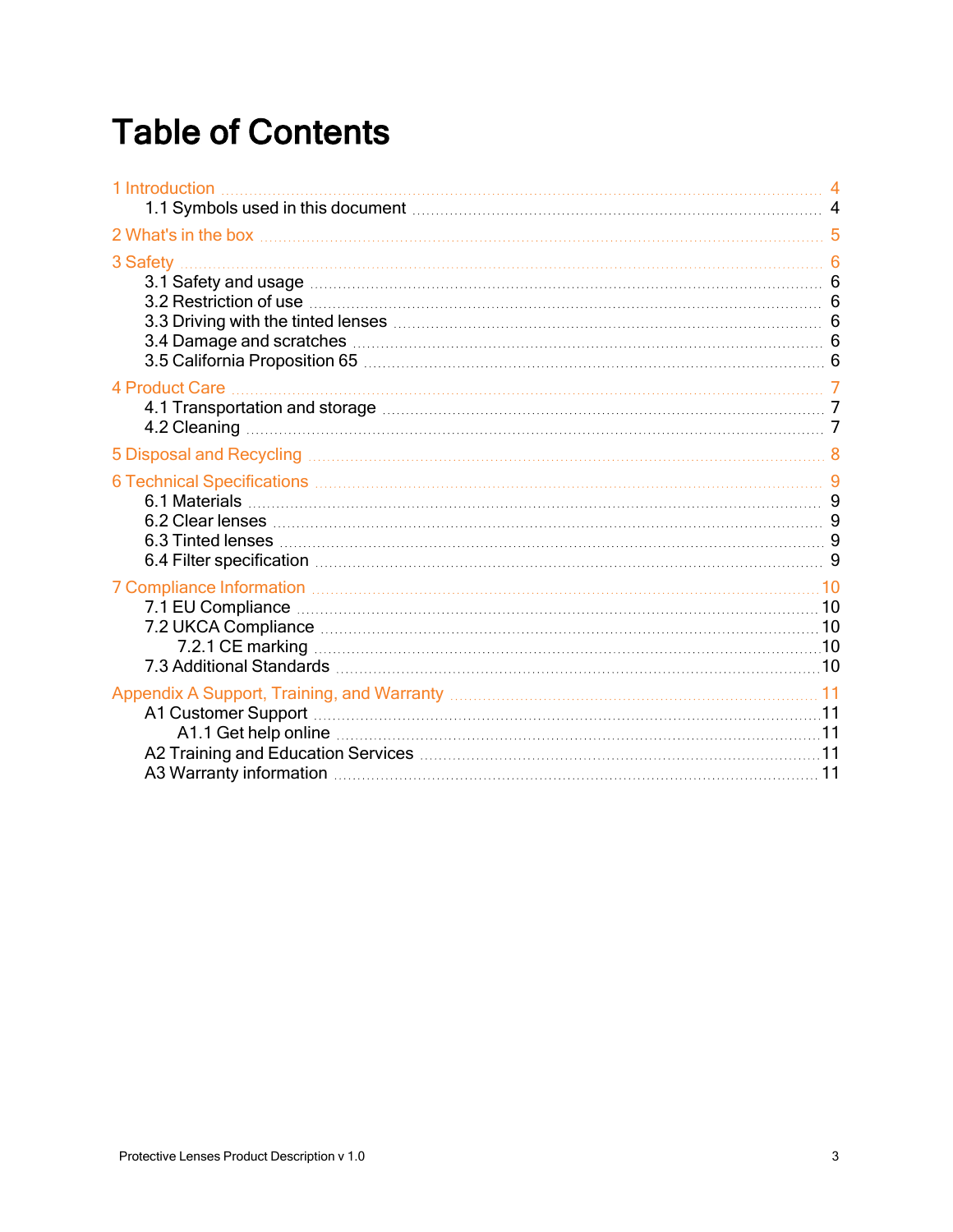# Table of Contents

1 Introduction ... 4
- 1.1 Symbols used in this document ... 4

2 What's in the box ... 5

3 Safety ... 6
- 3.1 Safety and usage ... 6
- 3.2 Restriction of use ... 6
- 3.3 Driving with the tinted lenses ... 6
- 3.4 Damage and scratches ... 6
- 3.5 California Proposition 65 ... 6

4 Product Care ... 7
- 4.1 Transportation and storage ... 7
- 4.2 Cleaning ... 7

5 Disposal and Recycling ... 8

6 Technical Specifications ... 9
- 6.1 Materials ... 9
- 6.2 Clear lenses ... 9
- 6.3 Tinted lenses ... 9
- 6.4 Filter specification ... 9

7 Compliance Information ... 10
- 7.1 EU Compliance ... 10
- 7.2 UKCA Compliance ... 10
  - 7.2.1 CE marking ... 10
- 7.3 Additional Standards ... 10

Appendix A Support, Training, and Warranty ... 11
- A1 Customer Support ... 11
  - A1.1 Get help online ... 11
- A2 Training and Education Services ... 11
- A3 Warranty information ... 11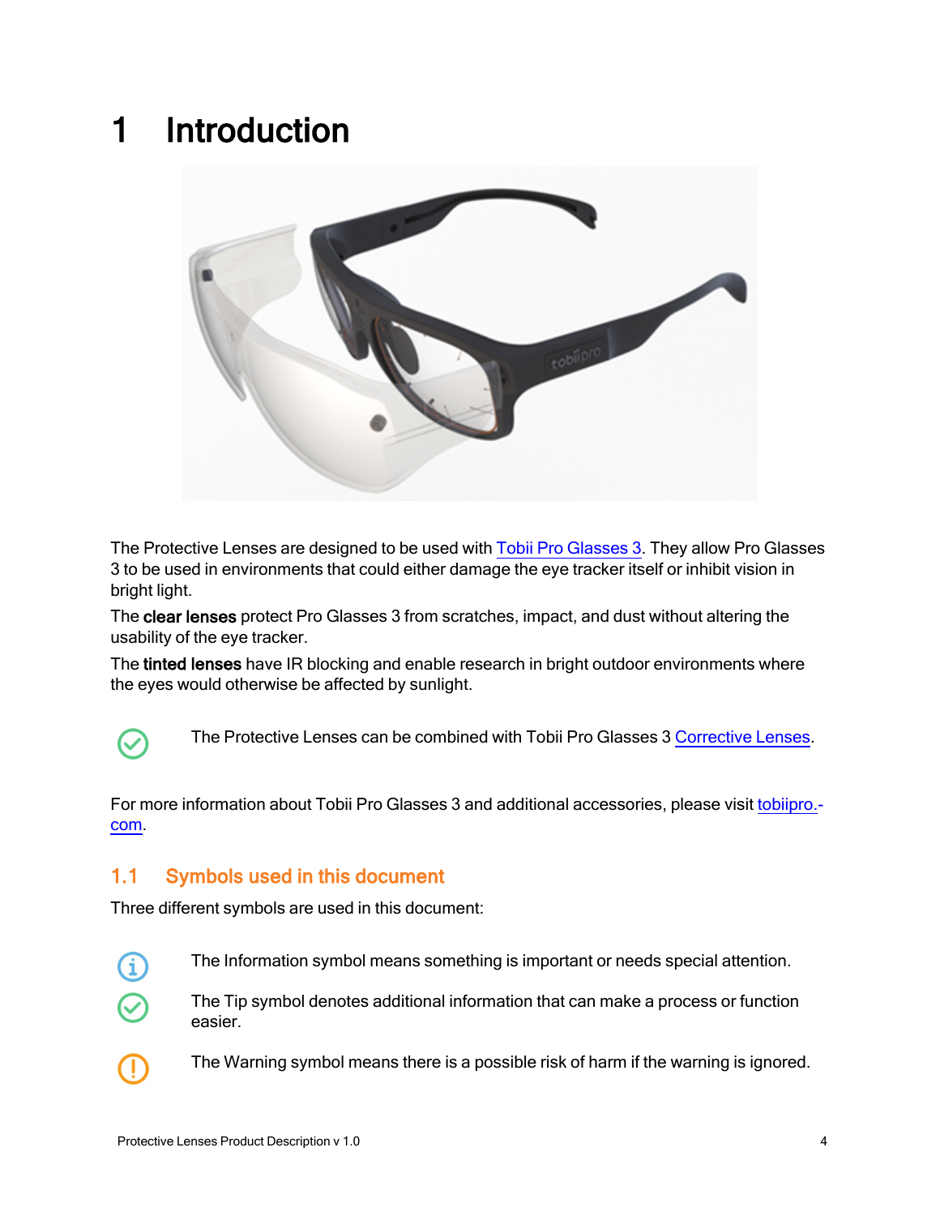# 1 Introduction

The Protective Lenses are designed to be used with Tobii Pro Glasses 3. They allow Pro Glasses 3 to be used in environments that could either damage the eye tracker itself or inhibit vision in bright light.

The **clear lenses** protect Pro Glasses 3 from scratches, impact, and dust without altering the usability of the eye tracker.

The **tinted lenses** have IR blocking and enable research in bright outdoor environments where the eyes would otherwise be affected by sunlight.

The Protective Lenses can be combined with Tobii Pro Glasses 3 Corrective Lenses.

For more information about Tobii Pro Glasses 3 and additional accessories, please visit tobiipro.com.

## 1.1 Symbols used in this document

Three different symbols are used in this document:

The Information symbol means something is important or needs special attention.

The Tip symbol denotes additional information that can make a process or function easier.

The Warning symbol means there is a possible risk of harm if the warning is ignored.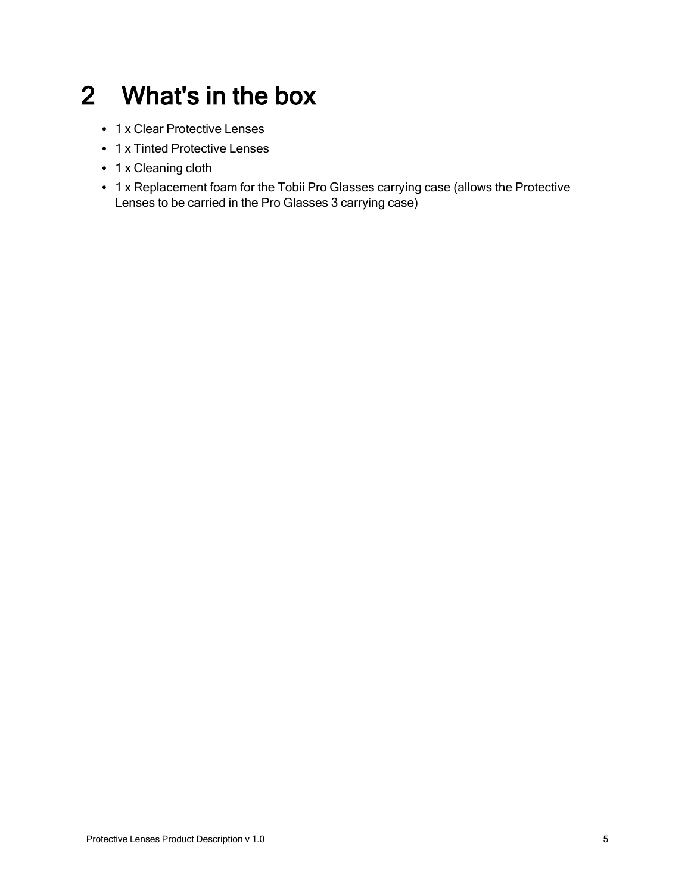# 2 What's in the box

- 1 x Clear Protective Lenses
- 1 x Tinted Protective Lenses
- 1 x Cleaning cloth
- 1 x Replacement foam for the Tobii Pro Glasses carrying case (allows the Protective Lenses to be carried in the Pro Glasses 3 carrying case)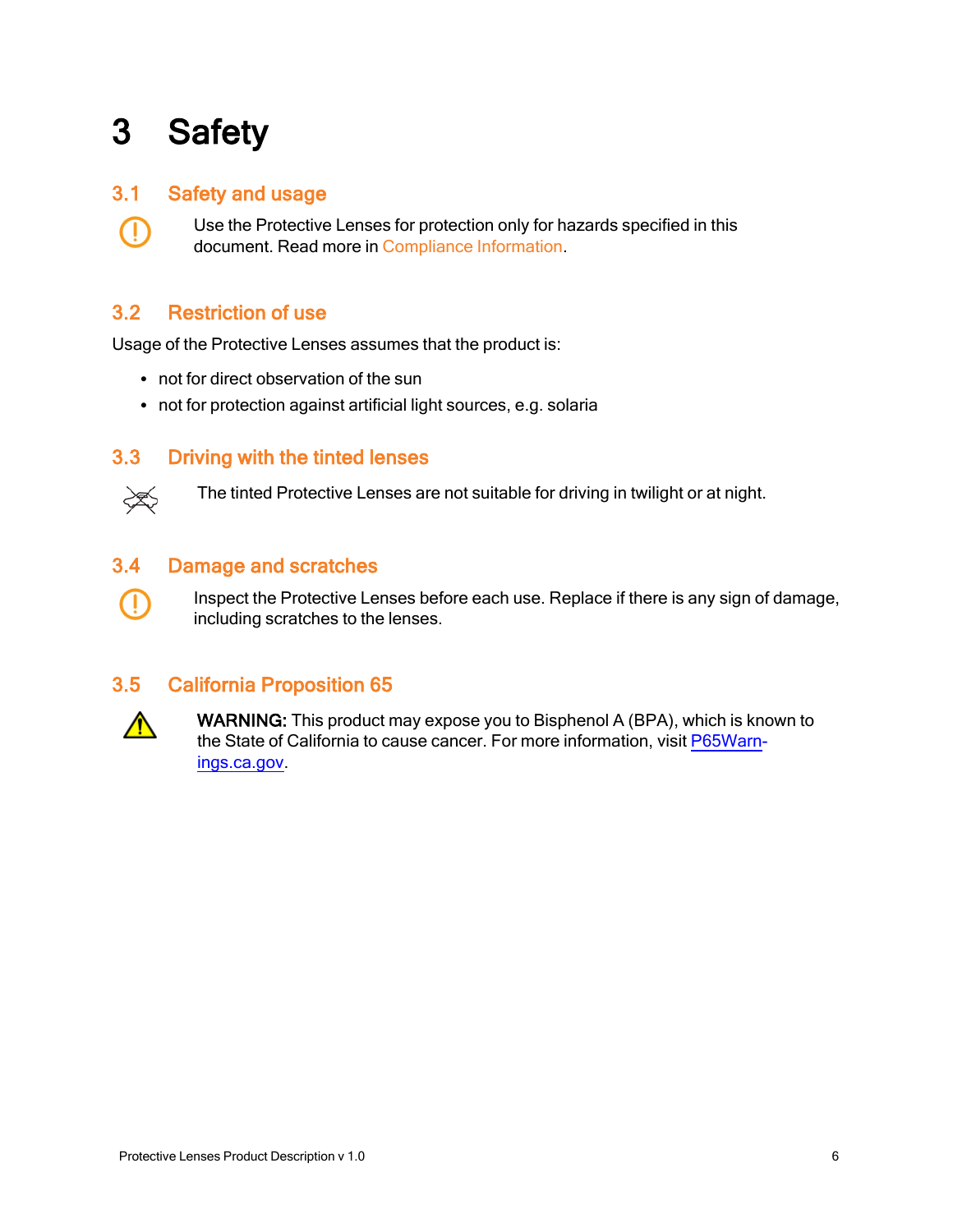# 3 Safety

## 3.1 Safety and usage

Use the Protective Lenses for protection only for hazards specified in this document. Read more in Compliance Information.

## 3.2 Restriction of use

Usage of the Protective Lenses assumes that the product is:

- not for direct observation of the sun
- not for protection against artificial light sources, e.g. solaria

## 3.3 Driving with the tinted lenses

The tinted Protective Lenses are not suitable for driving in twilight or at night.

## 3.4 Damage and scratches

Inspect the Protective Lenses before each use. Replace if there is any sign of damage, including scratches to the lenses.

## 3.5 California Proposition 65

**WARNING:** This product may expose you to Bisphenol A (BPA), which is known to the State of California to cause cancer. For more information, visit P65Warnings.ca.gov.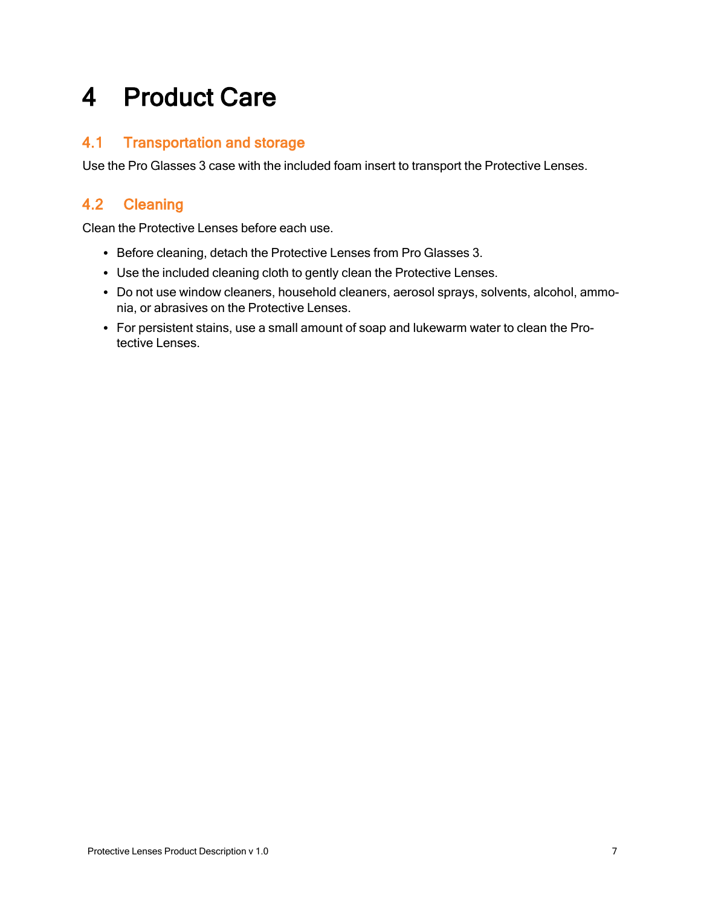# 4 Product Care

## 4.1 Transportation and storage

Use the Pro Glasses 3 case with the included foam insert to transport the Protective Lenses.

## 4.2 Cleaning

Clean the Protective Lenses before each use.

- Before cleaning, detach the Protective Lenses from Pro Glasses 3.
- Use the included cleaning cloth to gently clean the Protective Lenses.
- Do not use window cleaners, household cleaners, aerosol sprays, solvents, alcohol, ammonia, or abrasives on the Protective Lenses.
- For persistent stains, use a small amount of soap and lukewarm water to clean the Protective Lenses.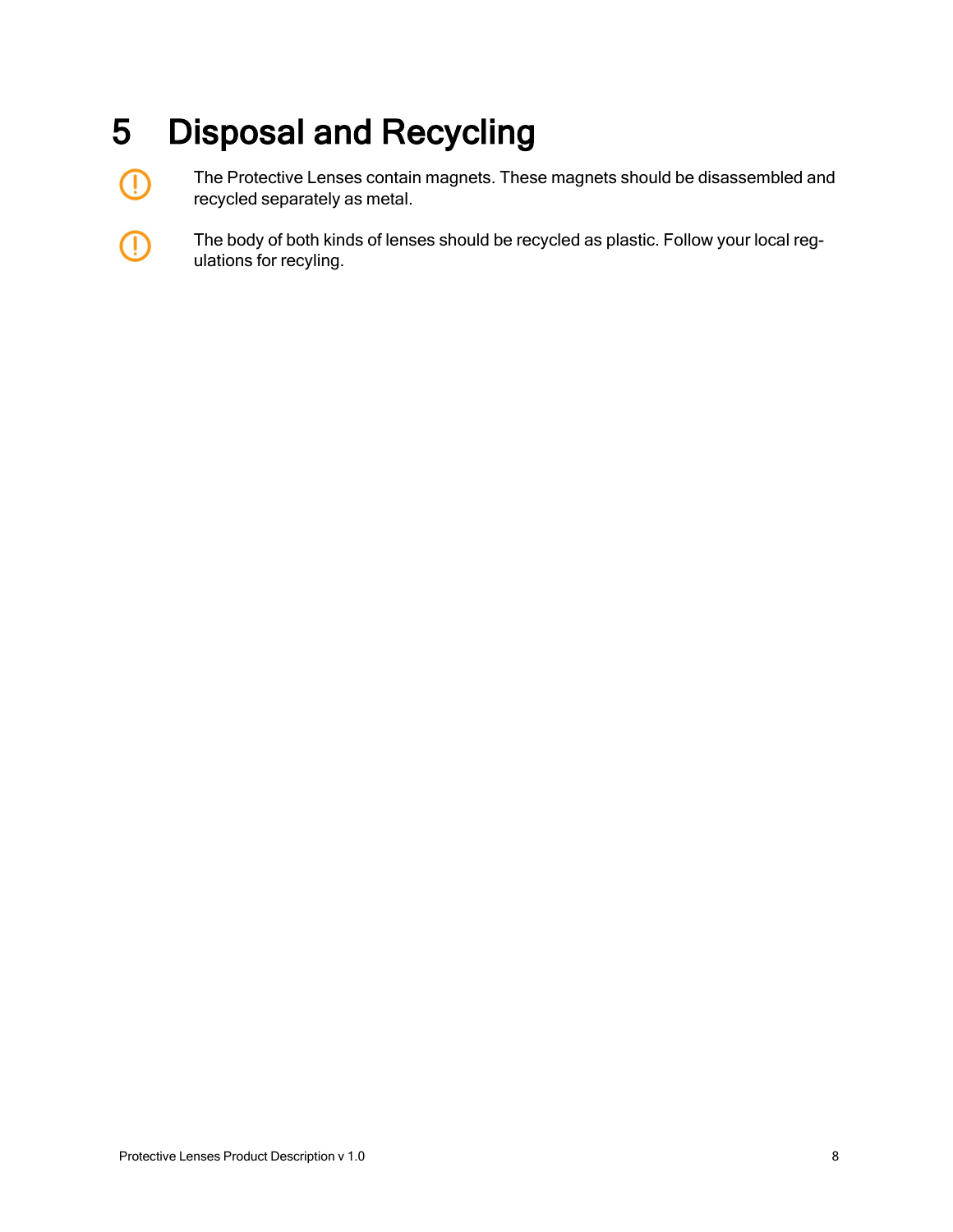# 5 Disposal and Recycling

The Protective Lenses contain magnets. These magnets should be disassembled and recycled separately as metal.

The body of both kinds of lenses should be recycled as plastic. Follow your local regulations for recyling.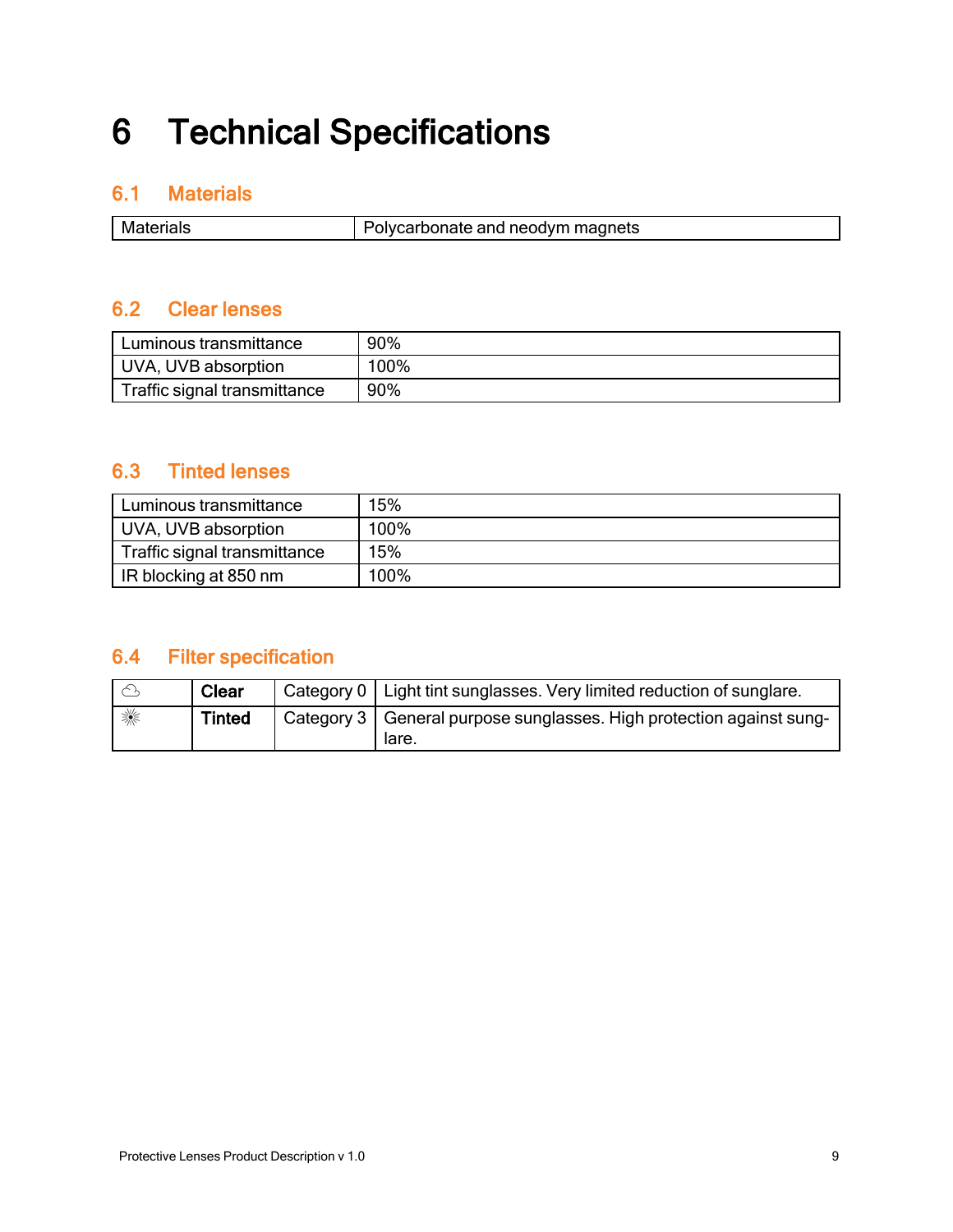# 6 Technical Specifications

## 6.1 Materials

| Materials | Polycarbonate and neodym magnets |
|---|---|

## 6.2 Clear lenses

| Luminous transmittance | 90% |
|---|---|
| UVA, UVB absorption | 100% |
| Traffic signal transmittance | 90% |

## 6.3 Tinted lenses

| Luminous transmittance | 15% |
|---|---|
| UVA, UVB absorption | 100% |
| Traffic signal transmittance | 15% |
| IR blocking at 850 nm | 100% |

## 6.4 Filter specification

| | **Clear** | Category 0 | Light tint sunglasses. Very limited reduction of sunglare. |
|---|---|---|---|
| | **Tinted** | Category 3 | General purpose sunglasses. High protection against sunglare. |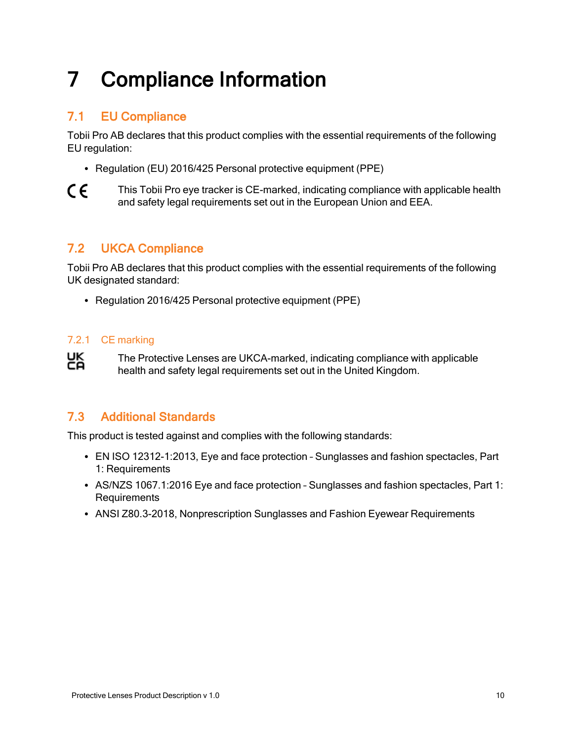# 7 Compliance Information

## 7.1 EU Compliance

Tobii Pro AB declares that this product complies with the essential requirements of the following EU regulation:

- Regulation (EU) 2016/425 Personal protective equipment (PPE)

CE This Tobii Pro eye tracker is CE-marked, indicating compliance with applicable health and safety legal requirements set out in the European Union and EEA.

## 7.2 UKCA Compliance

Tobii Pro AB declares that this product complies with the essential requirements of the following UK designated standard:

- Regulation 2016/425 Personal protective equipment (PPE)

### 7.2.1 CE marking

UKCA The Protective Lenses are UKCA-marked, indicating compliance with applicable health and safety legal requirements set out in the United Kingdom.

## 7.3 Additional Standards

This product is tested against and complies with the following standards:

- EN ISO 12312-1:2013, Eye and face protection – Sunglasses and fashion spectacles, Part 1: Requirements
- AS/NZS 1067.1:2016 Eye and face protection – Sunglasses and fashion spectacles, Part 1: Requirements
- ANSI Z80.3-2018, Nonprescription Sunglasses and Fashion Eyewear Requirements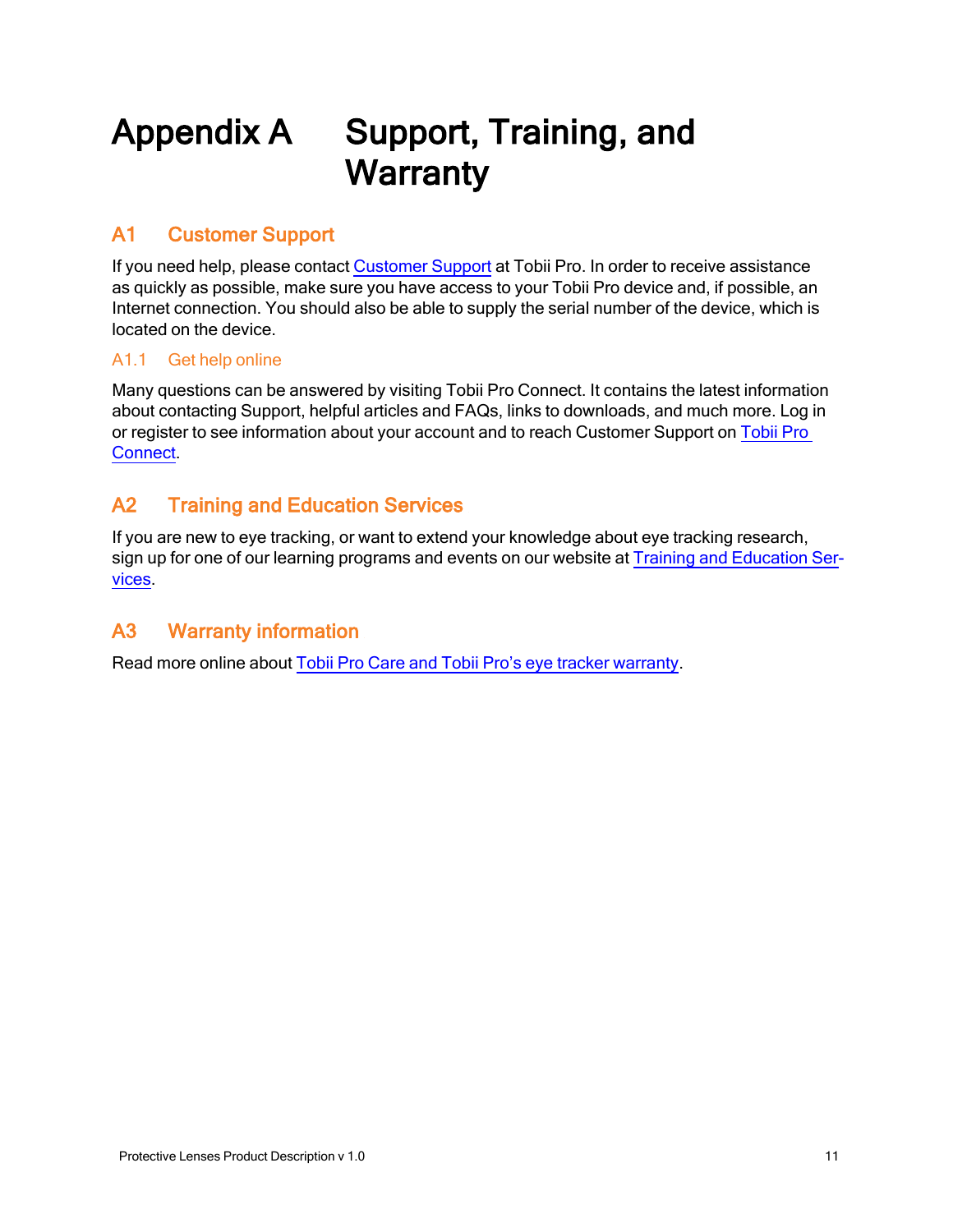# Appendix A Support, Training, and Warranty

## A1 Customer Support

If you need help, please contact Customer Support at Tobii Pro. In order to receive assistance as quickly as possible, make sure you have access to your Tobii Pro device and, if possible, an Internet connection. You should also be able to supply the serial number of the device, which is located on the device.

### A1.1 Get help online

Many questions can be answered by visiting Tobii Pro Connect. It contains the latest information about contacting Support, helpful articles and FAQs, links to downloads, and much more. Log in or register to see information about your account and to reach Customer Support on Tobii Pro Connect.

## A2 Training and Education Services

If you are new to eye tracking, or want to extend your knowledge about eye tracking research, sign up for one of our learning programs and events on our website at Training and Education Services.

## A3 Warranty information

Read more online about Tobii Pro Care and Tobii Pro's eye tracker warranty.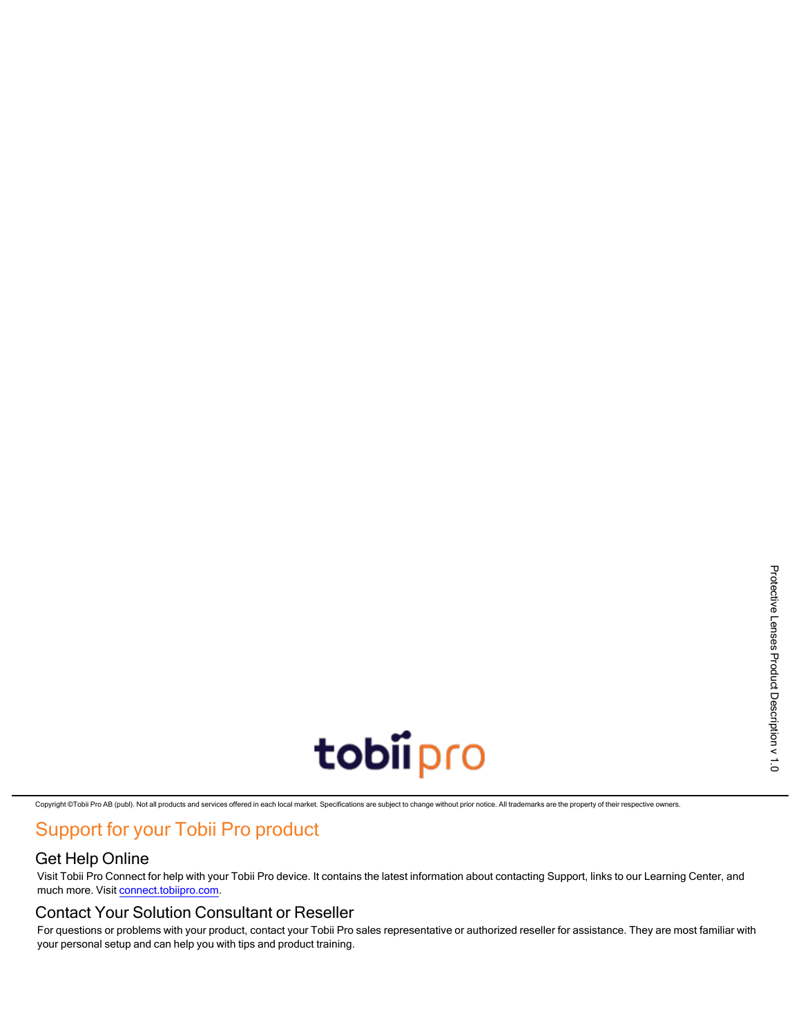Copyright ©Tobii Pro AB (publ). Not all products and services offered in each local market. Specifications are subject to change without prior notice. All trademarks are the property of their respective owners.

## Support for your Tobii Pro product

### Get Help Online

Visit Tobii Pro Connect for help with your Tobii Pro device. It contains the latest information about contacting Support, links to our Learning Center, and much more. Visit connect.tobiipro.com.

### Contact Your Solution Consultant or Reseller

For questions or problems with your product, contact your Tobii Pro sales representative or authorized reseller for assistance. They are most familiar with your personal setup and can help you with tips and product training.